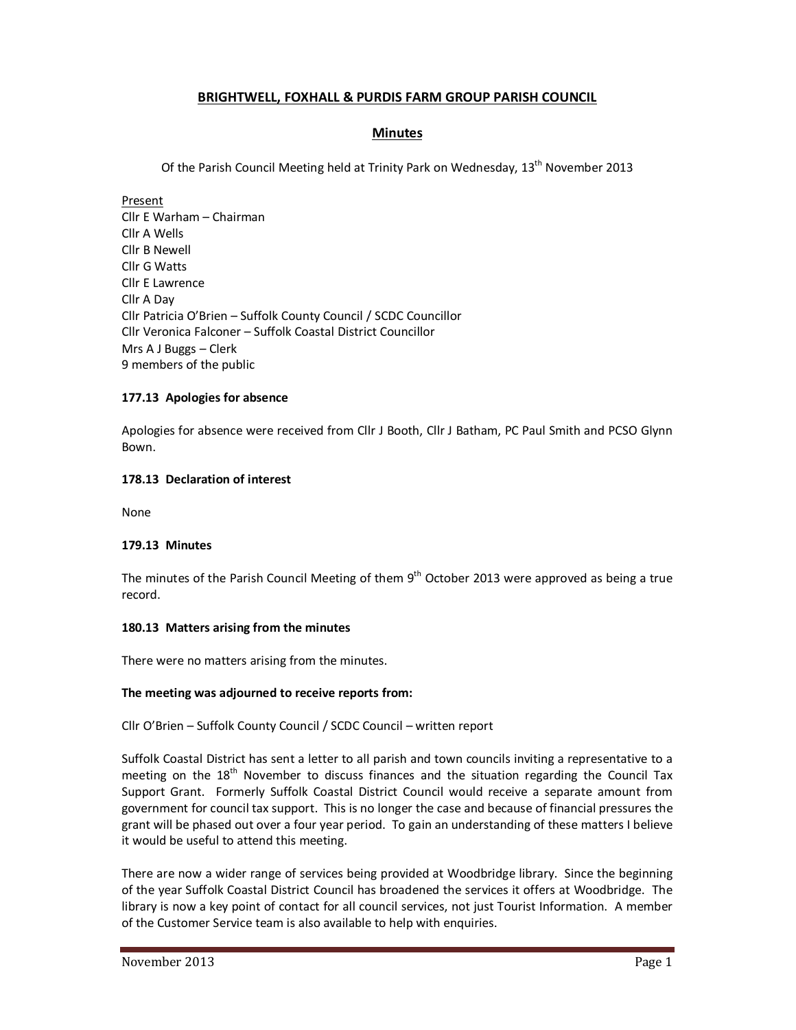# BRIGHTWELL, FOXHALL & PURDIS FARM GROUP PARISH COUNCIL

## Minutes

Of the Parish Council Meeting held at Trinity Park on Wednesday, 13th November 2013

Present
Cllr E Warham – Chairman
Cllr A Wells
Cllr B Newell
Cllr G Watts
Cllr E Lawrence
Cllr A Day
Cllr Patricia O'Brien – Suffolk County Council / SCDC Councillor
Cllr Veronica Falconer – Suffolk Coastal District Councillor
Mrs A J Buggs – Clerk
9 members of the public

**177.13 Apologies for absence**

Apologies for absence were received from Cllr J Booth, Cllr J Batham, PC Paul Smith and PCSO Glynn Bown.

**178.13 Declaration of interest**

None

**179.13 Minutes**

The minutes of the Parish Council Meeting of them 9th October 2013 were approved as being a true record.

**180.13 Matters arising from the minutes**

There were no matters arising from the minutes.

**The meeting was adjourned to receive reports from:**

Cllr O'Brien – Suffolk County Council / SCDC Council – written report

Suffolk Coastal District has sent a letter to all parish and town councils inviting a representative to a meeting on the 18th November to discuss finances and the situation regarding the Council Tax Support Grant. Formerly Suffolk Coastal District Council would receive a separate amount from government for council tax support. This is no longer the case and because of financial pressures the grant will be phased out over a four year period. To gain an understanding of these matters I believe it would be useful to attend this meeting.

There are now a wider range of services being provided at Woodbridge library. Since the beginning of the year Suffolk Coastal District Council has broadened the services it offers at Woodbridge. The library is now a key point of contact for all council services, not just Tourist Information. A member of the Customer Service team is also available to help with enquiries.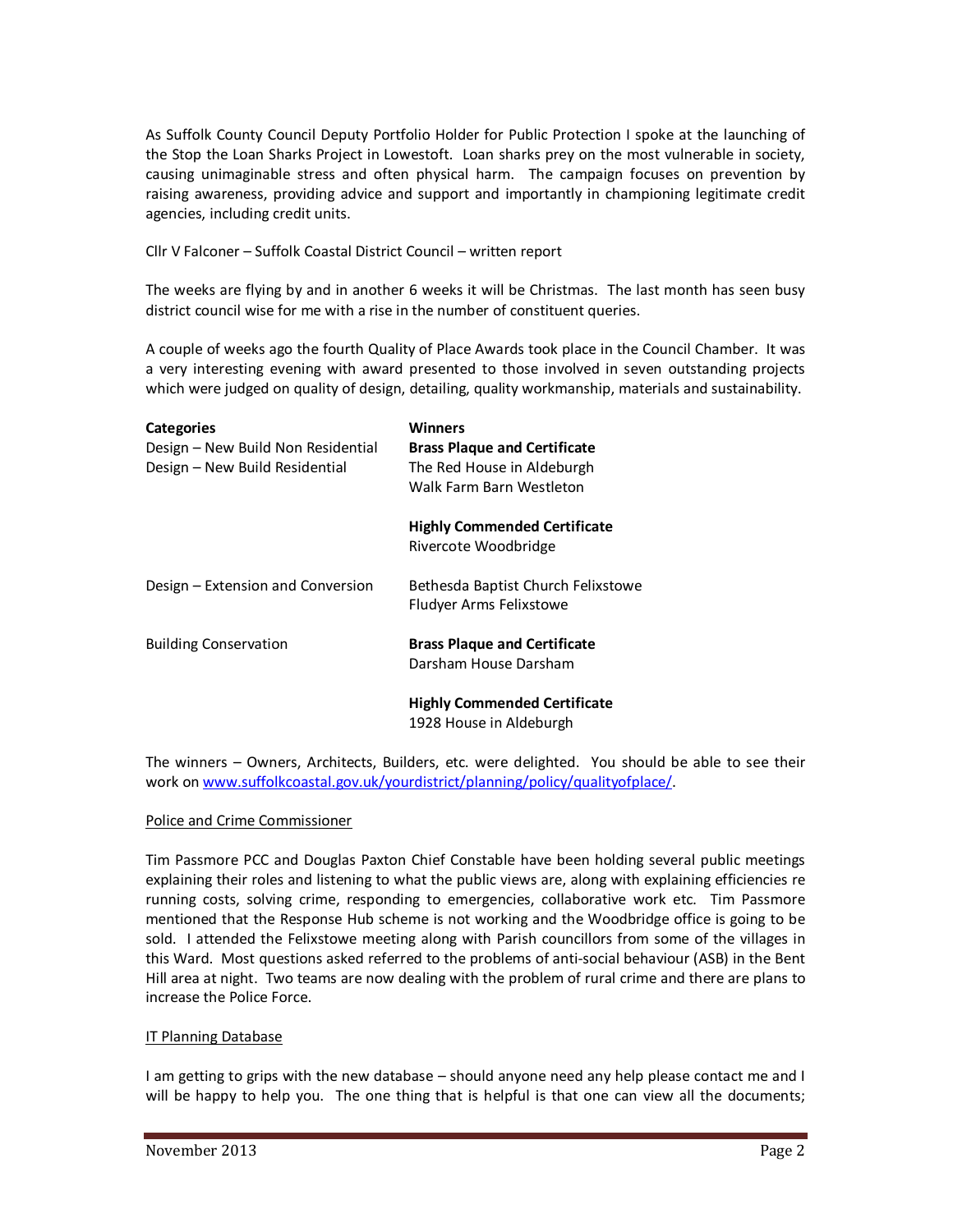As Suffolk County Council Deputy Portfolio Holder for Public Protection I spoke at the launching of the Stop the Loan Sharks Project in Lowestoft. Loan sharks prey on the most vulnerable in society, causing unimaginable stress and often physical harm. The campaign focuses on prevention by raising awareness, providing advice and support and importantly in championing legitimate credit agencies, including credit units.

Cllr V Falconer – Suffolk Coastal District Council – written report

The weeks are flying by and in another 6 weeks it will be Christmas. The last month has seen busy district council wise for me with a rise in the number of constituent queries.

A couple of weeks ago the fourth Quality of Place Awards took place in the Council Chamber. It was a very interesting evening with award presented to those involved in seven outstanding projects which were judged on quality of design, detailing, quality workmanship, materials and sustainability.

| **Categories** | **Winners** |
|---|---|
| Design – New Build Non Residential | **Brass Plaque and Certificate** |
| Design – New Build Residential | The Red House in Aldeburgh |
| | Walk Farm Barn Westleton |
| | **Highly Commended Certificate** |
| | Rivercote Woodbridge |
| Design – Extension and Conversion | Bethesda Baptist Church Felixstowe |
| | Fludyer Arms Felixstowe |
| Building Conservation | **Brass Plaque and Certificate** |
| | Darsham House Darsham |
| | **Highly Commended Certificate** |
| | 1928 House in Aldeburgh |

The winners – Owners, Architects, Builders, etc. were delighted. You should be able to see their work on www.suffolkcoastal.gov.uk/yourdistrict/planning/policy/qualityofplace/.

Police and Crime Commissioner

Tim Passmore PCC and Douglas Paxton Chief Constable have been holding several public meetings explaining their roles and listening to what the public views are, along with explaining efficiencies re running costs, solving crime, responding to emergencies, collaborative work etc. Tim Passmore mentioned that the Response Hub scheme is not working and the Woodbridge office is going to be sold. I attended the Felixstowe meeting along with Parish councillors from some of the villages in this Ward. Most questions asked referred to the problems of anti-social behaviour (ASB) in the Bent Hill area at night. Two teams are now dealing with the problem of rural crime and there are plans to increase the Police Force.

IT Planning Database

I am getting to grips with the new database – should anyone need any help please contact me and I will be happy to help you. The one thing that is helpful is that one can view all the documents;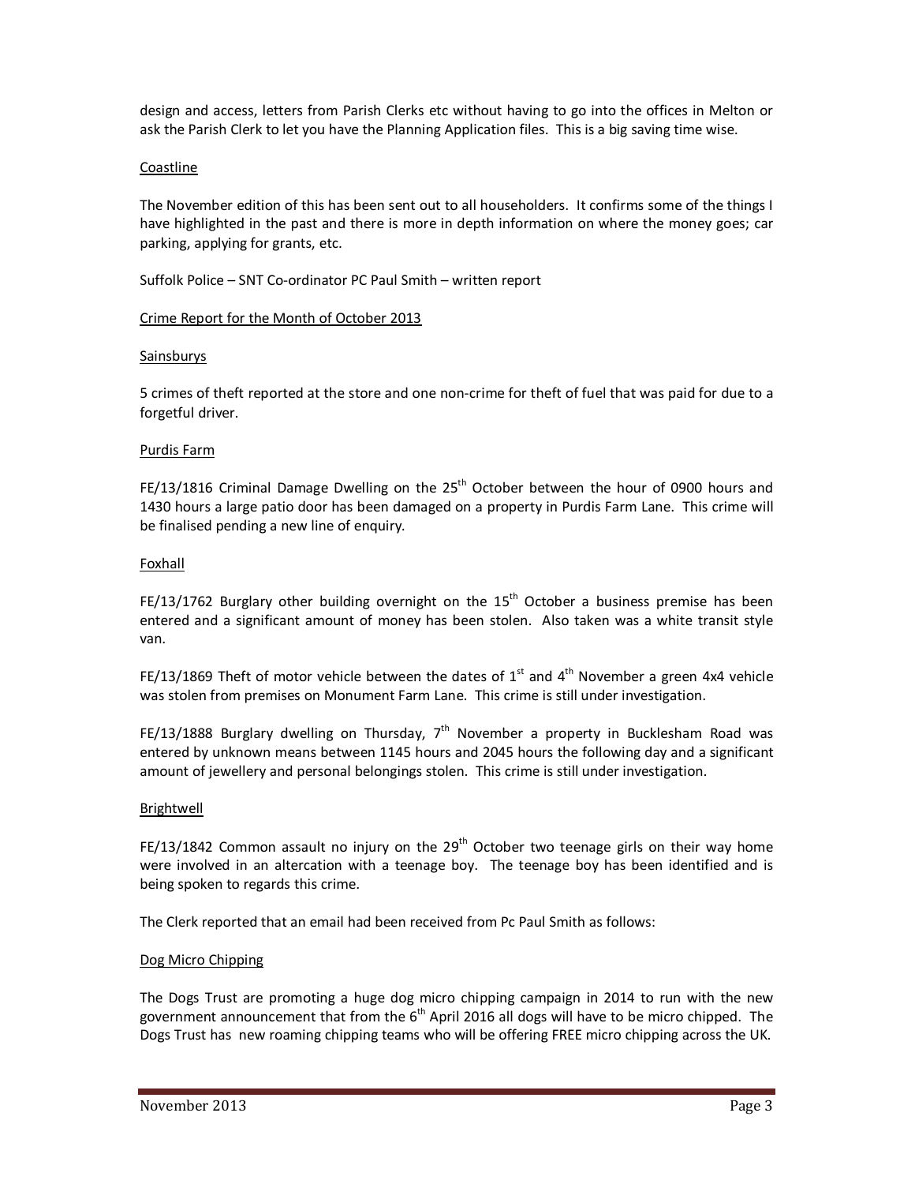design and access, letters from Parish Clerks etc without having to go into the offices in Melton or ask the Parish Clerk to let you have the Planning Application files. This is a big saving time wise.

Coastline

The November edition of this has been sent out to all householders. It confirms some of the things I have highlighted in the past and there is more in depth information on where the money goes; car parking, applying for grants, etc.

Suffolk Police – SNT Co-ordinator PC Paul Smith – written report

Crime Report for the Month of October 2013

Sainsburys

5 crimes of theft reported at the store and one non-crime for theft of fuel that was paid for due to a forgetful driver.

Purdis Farm

FE/13/1816 Criminal Damage Dwelling on the 25th October between the hour of 0900 hours and 1430 hours a large patio door has been damaged on a property in Purdis Farm Lane. This crime will be finalised pending a new line of enquiry.

Foxhall

FE/13/1762 Burglary other building overnight on the 15th October a business premise has been entered and a significant amount of money has been stolen. Also taken was a white transit style van.

FE/13/1869 Theft of motor vehicle between the dates of 1st and 4th November a green 4x4 vehicle was stolen from premises on Monument Farm Lane. This crime is still under investigation.

FE/13/1888 Burglary dwelling on Thursday, 7th November a property in Bucklesham Road was entered by unknown means between 1145 hours and 2045 hours the following day and a significant amount of jewellery and personal belongings stolen. This crime is still under investigation.

Brightwell

FE/13/1842 Common assault no injury on the 29th October two teenage girls on their way home were involved in an altercation with a teenage boy. The teenage boy has been identified and is being spoken to regards this crime.

The Clerk reported that an email had been received from Pc Paul Smith as follows:

Dog Micro Chipping

The Dogs Trust are promoting a huge dog micro chipping campaign in 2014 to run with the new government announcement that from the 6th April 2016 all dogs will have to be micro chipped. The Dogs Trust has new roaming chipping teams who will be offering FREE micro chipping across the UK.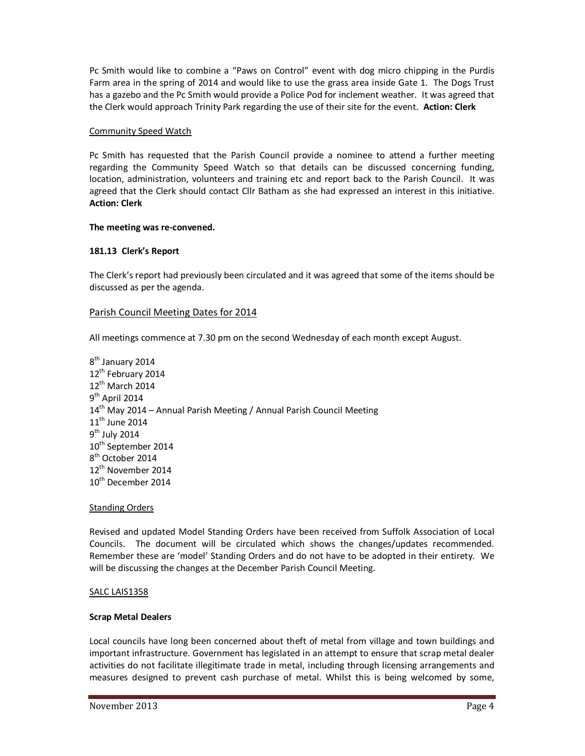Pc Smith would like to combine a "Paws on Control" event with dog micro chipping in the Purdis Farm area in the spring of 2014 and would like to use the grass area inside Gate 1. The Dogs Trust has a gazebo and the Pc Smith would provide a Police Pod for inclement weather. It was agreed that the Clerk would approach Trinity Park regarding the use of their site for the event. **Action: Clerk**

Community Speed Watch

Pc Smith has requested that the Parish Council provide a nominee to attend a further meeting regarding the Community Speed Watch so that details can be discussed concerning funding, location, administration, volunteers and training etc and report back to the Parish Council. It was agreed that the Clerk should contact Cllr Batham as she had expressed an interest in this initiative. **Action: Clerk**

**The meeting was re-convened.**

**181.13 Clerk's Report**

The Clerk's report had previously been circulated and it was agreed that some of the items should be discussed as per the agenda.

## Parish Council Meeting Dates for 2014

All meetings commence at 7.30 pm on the second Wednesday of each month except August.

8th January 2014
12th February 2014
12th March 2014
9th April 2014
14th May 2014 – Annual Parish Meeting / Annual Parish Council Meeting
11th June 2014
9th July 2014
10th September 2014
8th October 2014
12th November 2014
10th December 2014

Standing Orders

Revised and updated Model Standing Orders have been received from Suffolk Association of Local Councils. The document will be circulated which shows the changes/updates recommended. Remember these are 'model' Standing Orders and do not have to be adopted in their entirety. We will be discussing the changes at the December Parish Council Meeting.

SALC LAIS1358

**Scrap Metal Dealers**

Local councils have long been concerned about theft of metal from village and town buildings and important infrastructure. Government has legislated in an attempt to ensure that scrap metal dealer activities do not facilitate illegitimate trade in metal, including through licensing arrangements and measures designed to prevent cash purchase of metal. Whilst this is being welcomed by some,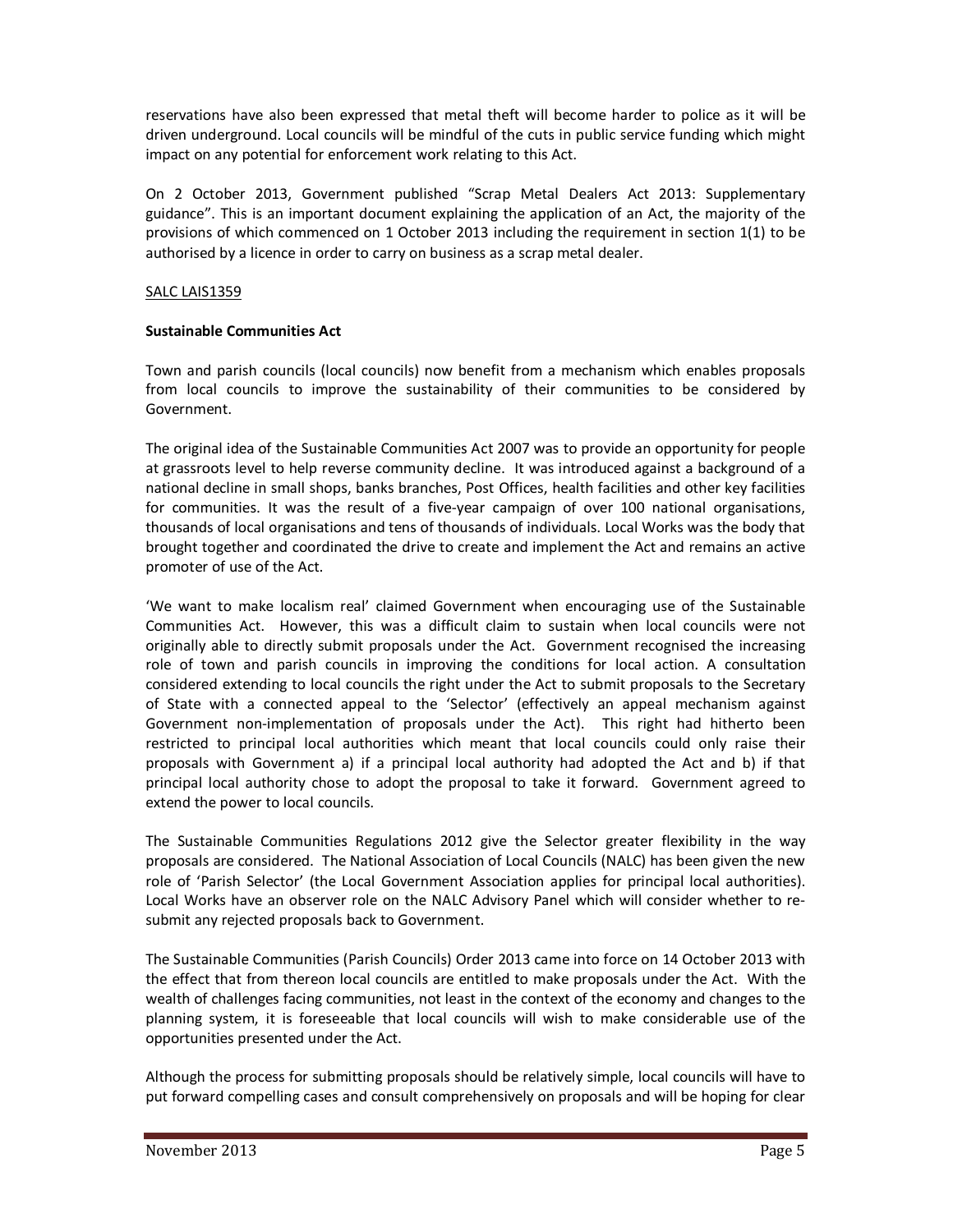reservations have also been expressed that metal theft will become harder to police as it will be driven underground. Local councils will be mindful of the cuts in public service funding which might impact on any potential for enforcement work relating to this Act.

On 2 October 2013, Government published "Scrap Metal Dealers Act 2013: Supplementary guidance". This is an important document explaining the application of an Act, the majority of the provisions of which commenced on 1 October 2013 including the requirement in section 1(1) to be authorised by a licence in order to carry on business as a scrap metal dealer.

SALC LAIS1359

**Sustainable Communities Act**

Town and parish councils (local councils) now benefit from a mechanism which enables proposals from local councils to improve the sustainability of their communities to be considered by Government.

The original idea of the Sustainable Communities Act 2007 was to provide an opportunity for people at grassroots level to help reverse community decline. It was introduced against a background of a national decline in small shops, banks branches, Post Offices, health facilities and other key facilities for communities. It was the result of a five-year campaign of over 100 national organisations, thousands of local organisations and tens of thousands of individuals. Local Works was the body that brought together and coordinated the drive to create and implement the Act and remains an active promoter of use of the Act.

'We want to make localism real' claimed Government when encouraging use of the Sustainable Communities Act. However, this was a difficult claim to sustain when local councils were not originally able to directly submit proposals under the Act. Government recognised the increasing role of town and parish councils in improving the conditions for local action. A consultation considered extending to local councils the right under the Act to submit proposals to the Secretary of State with a connected appeal to the 'Selector' (effectively an appeal mechanism against Government non-implementation of proposals under the Act). This right had hitherto been restricted to principal local authorities which meant that local councils could only raise their proposals with Government a) if a principal local authority had adopted the Act and b) if that principal local authority chose to adopt the proposal to take it forward. Government agreed to extend the power to local councils.

The Sustainable Communities Regulations 2012 give the Selector greater flexibility in the way proposals are considered. The National Association of Local Councils (NALC) has been given the new role of 'Parish Selector' (the Local Government Association applies for principal local authorities). Local Works have an observer role on the NALC Advisory Panel which will consider whether to re-submit any rejected proposals back to Government.

The Sustainable Communities (Parish Councils) Order 2013 came into force on 14 October 2013 with the effect that from thereon local councils are entitled to make proposals under the Act. With the wealth of challenges facing communities, not least in the context of the economy and changes to the planning system, it is foreseeable that local councils will wish to make considerable use of the opportunities presented under the Act.

Although the process for submitting proposals should be relatively simple, local councils will have to put forward compelling cases and consult comprehensively on proposals and will be hoping for clear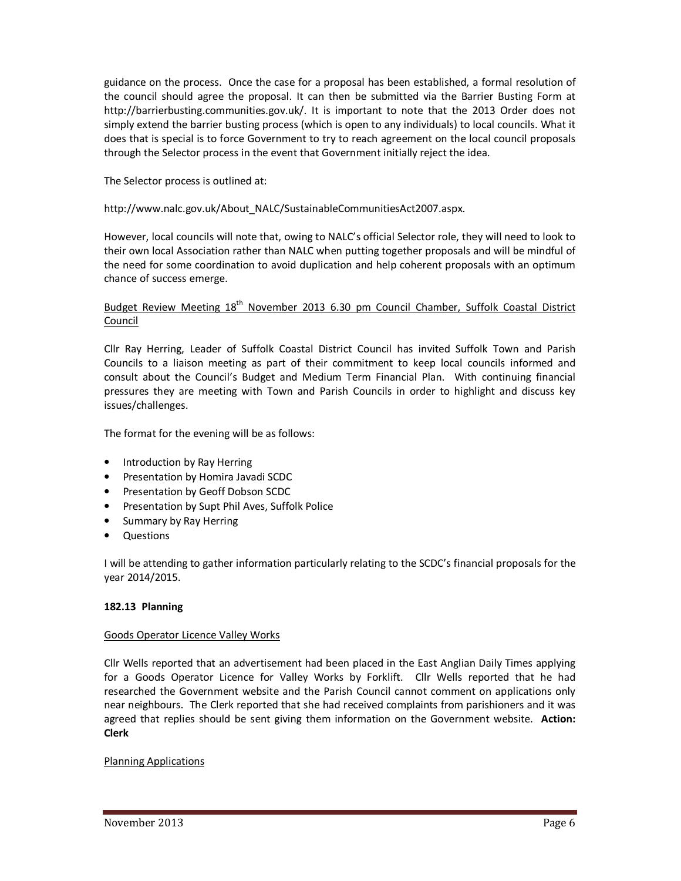guidance on the process. Once the case for a proposal has been established, a formal resolution of the council should agree the proposal. It can then be submitted via the Barrier Busting Form at http://barrierbusting.communities.gov.uk/. It is important to note that the 2013 Order does not simply extend the barrier busting process (which is open to any individuals) to local councils. What it does that is special is to force Government to try to reach agreement on the local council proposals through the Selector process in the event that Government initially reject the idea.

The Selector process is outlined at:

http://www.nalc.gov.uk/About_NALC/SustainableCommunitiesAct2007.aspx.

However, local councils will note that, owing to NALC's official Selector role, they will need to look to their own local Association rather than NALC when putting together proposals and will be mindful of the need for some coordination to avoid duplication and help coherent proposals with an optimum chance of success emerge.

<u>Budget Review Meeting 18th November 2013 6.30 pm Council Chamber, Suffolk Coastal District Council</u>

Cllr Ray Herring, Leader of Suffolk Coastal District Council has invited Suffolk Town and Parish Councils to a liaison meeting as part of their commitment to keep local councils informed and consult about the Council's Budget and Medium Term Financial Plan. With continuing financial pressures they are meeting with Town and Parish Councils in order to highlight and discuss key issues/challenges.

The format for the evening will be as follows:

- Introduction by Ray Herring
- Presentation by Homira Javadi SCDC
- Presentation by Geoff Dobson SCDC
- Presentation by Supt Phil Aves, Suffolk Police
- Summary by Ray Herring
- Questions

I will be attending to gather information particularly relating to the SCDC's financial proposals for the year 2014/2015.

**182.13 Planning**

<u>Goods Operator Licence Valley Works</u>

Cllr Wells reported that an advertisement had been placed in the East Anglian Daily Times applying for a Goods Operator Licence for Valley Works by Forklift. Cllr Wells reported that he had researched the Government website and the Parish Council cannot comment on applications only near neighbours. The Clerk reported that she had received complaints from parishioners and it was agreed that replies should be sent giving them information on the Government website. **Action: Clerk**

<u>Planning Applications</u>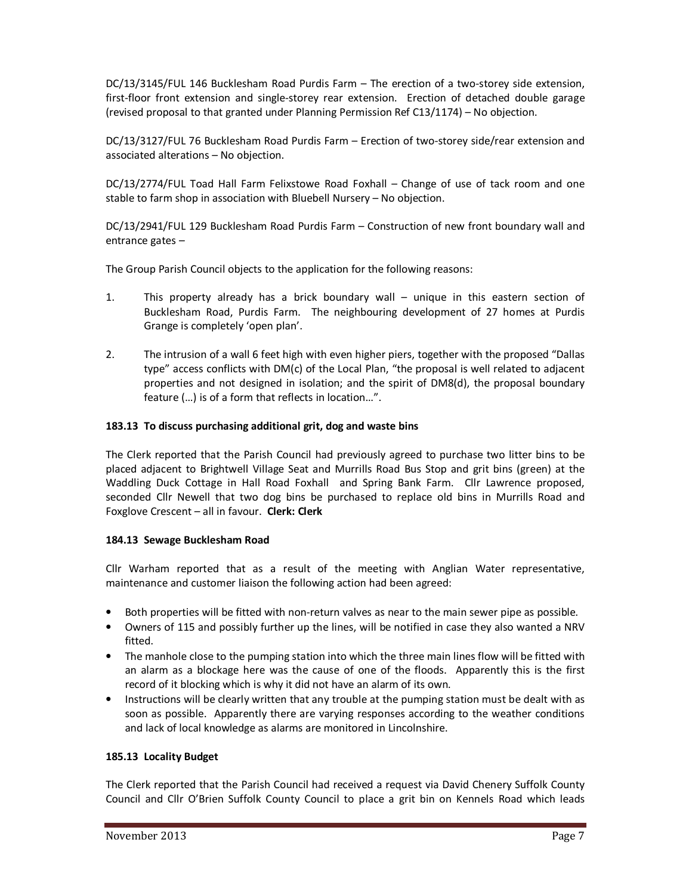DC/13/3145/FUL 146 Bucklesham Road Purdis Farm – The erection of a two-storey side extension, first-floor front extension and single-storey rear extension. Erection of detached double garage (revised proposal to that granted under Planning Permission Ref C13/1174) – No objection.

DC/13/3127/FUL 76 Bucklesham Road Purdis Farm – Erection of two-storey side/rear extension and associated alterations – No objection.

DC/13/2774/FUL Toad Hall Farm Felixstowe Road Foxhall – Change of use of tack room and one stable to farm shop in association with Bluebell Nursery – No objection.

DC/13/2941/FUL 129 Bucklesham Road Purdis Farm – Construction of new front boundary wall and entrance gates –

The Group Parish Council objects to the application for the following reasons:

1. This property already has a brick boundary wall – unique in this eastern section of Bucklesham Road, Purdis Farm. The neighbouring development of 27 homes at Purdis Grange is completely 'open plan'.

2. The intrusion of a wall 6 feet high with even higher piers, together with the proposed "Dallas type" access conflicts with DM(c) of the Local Plan, "the proposal is well related to adjacent properties and not designed in isolation; and the spirit of DM8(d), the proposal boundary feature (…) is of a form that reflects in location…".

**183.13 To discuss purchasing additional grit, dog and waste bins**

The Clerk reported that the Parish Council had previously agreed to purchase two litter bins to be placed adjacent to Brightwell Village Seat and Murrills Road Bus Stop and grit bins (green) at the Waddling Duck Cottage in Hall Road Foxhall and Spring Bank Farm. Cllr Lawrence proposed, seconded Cllr Newell that two dog bins be purchased to replace old bins in Murrills Road and Foxglove Crescent – all in favour. **Clerk: Clerk**

**184.13 Sewage Bucklesham Road**

Cllr Warham reported that as a result of the meeting with Anglian Water representative, maintenance and customer liaison the following action had been agreed:

- Both properties will be fitted with non-return valves as near to the main sewer pipe as possible.
- Owners of 115 and possibly further up the lines, will be notified in case they also wanted a NRV fitted.
- The manhole close to the pumping station into which the three main lines flow will be fitted with an alarm as a blockage here was the cause of one of the floods. Apparently this is the first record of it blocking which is why it did not have an alarm of its own.
- Instructions will be clearly written that any trouble at the pumping station must be dealt with as soon as possible. Apparently there are varying responses according to the weather conditions and lack of local knowledge as alarms are monitored in Lincolnshire.

**185.13 Locality Budget**

The Clerk reported that the Parish Council had received a request via David Chenery Suffolk County Council and Cllr O'Brien Suffolk County Council to place a grit bin on Kennels Road which leads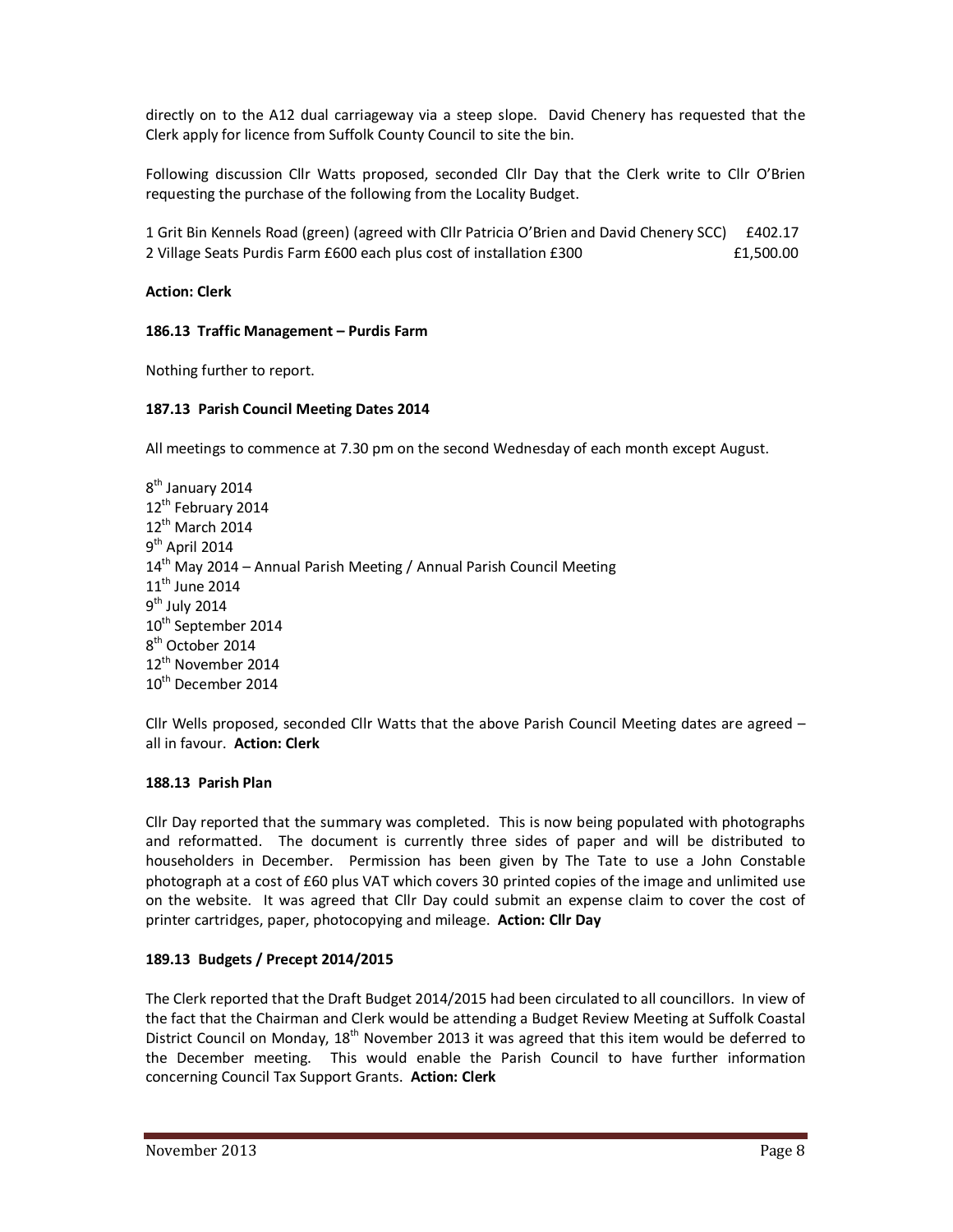directly on to the A12 dual carriageway via a steep slope. David Chenery has requested that the Clerk apply for licence from Suffolk County Council to site the bin.

Following discussion Cllr Watts proposed, seconded Cllr Day that the Clerk write to Cllr O'Brien requesting the purchase of the following from the Locality Budget.

| | |
|---|---|
| 1 Grit Bin Kennels Road (green) (agreed with Cllr Patricia O'Brien and David Chenery SCC) | £402.17 |
| 2 Village Seats Purdis Farm £600 each plus cost of installation £300 | £1,500.00 |

**Action: Clerk**

### 186.13 Traffic Management – Purdis Farm

Nothing further to report.

### 187.13 Parish Council Meeting Dates 2014

All meetings to commence at 7.30 pm on the second Wednesday of each month except August.

8th January 2014
12th February 2014
12th March 2014
9th April 2014
14th May 2014 – Annual Parish Meeting / Annual Parish Council Meeting
11th June 2014
9th July 2014
10th September 2014
8th October 2014
12th November 2014
10th December 2014

Cllr Wells proposed, seconded Cllr Watts that the above Parish Council Meeting dates are agreed – all in favour. **Action: Clerk**

### 188.13 Parish Plan

Cllr Day reported that the summary was completed. This is now being populated with photographs and reformatted. The document is currently three sides of paper and will be distributed to householders in December. Permission has been given by The Tate to use a John Constable photograph at a cost of £60 plus VAT which covers 30 printed copies of the image and unlimited use on the website. It was agreed that Cllr Day could submit an expense claim to cover the cost of printer cartridges, paper, photocopying and mileage. **Action: Cllr Day**

### 189.13 Budgets / Precept 2014/2015

The Clerk reported that the Draft Budget 2014/2015 had been circulated to all councillors. In view of the fact that the Chairman and Clerk would be attending a Budget Review Meeting at Suffolk Coastal District Council on Monday, 18th November 2013 it was agreed that this item would be deferred to the December meeting. This would enable the Parish Council to have further information concerning Council Tax Support Grants. **Action: Clerk**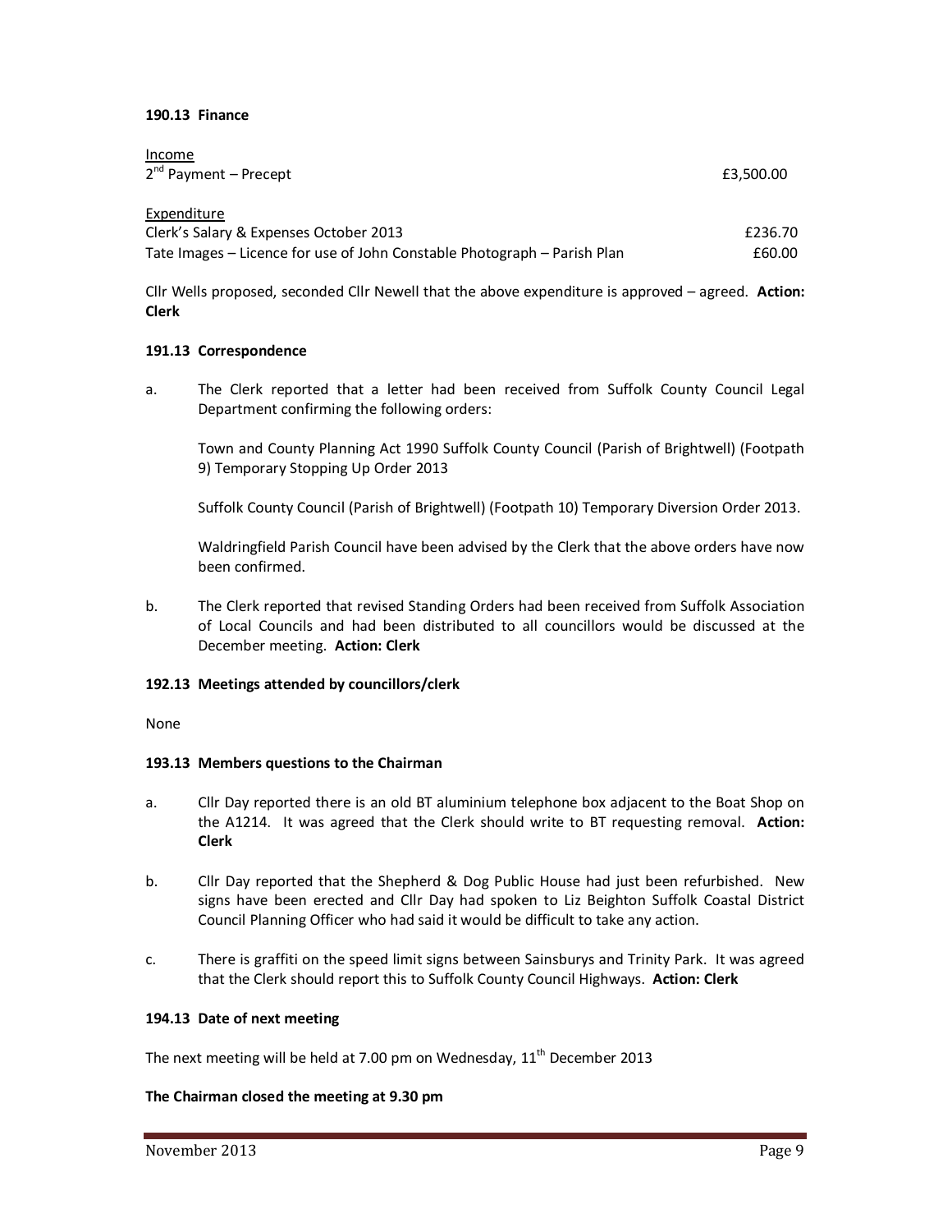**190.13 Finance**

Income

| | |
|---|---|
| 2nd Payment – Precept | £3,500.00 |

Expenditure

| | |
|---|---|
| Clerk's Salary & Expenses October 2013 | £236.70 |
| Tate Images – Licence for use of John Constable Photograph – Parish Plan | £60.00 |

Cllr Wells proposed, seconded Cllr Newell that the above expenditure is approved – agreed. **Action: Clerk**

**191.13 Correspondence**

a. The Clerk reported that a letter had been received from Suffolk County Council Legal Department confirming the following orders:

   Town and County Planning Act 1990 Suffolk County Council (Parish of Brightwell) (Footpath 9) Temporary Stopping Up Order 2013

   Suffolk County Council (Parish of Brightwell) (Footpath 10) Temporary Diversion Order 2013.

   Waldringfield Parish Council have been advised by the Clerk that the above orders have now been confirmed.

b. The Clerk reported that revised Standing Orders had been received from Suffolk Association of Local Councils and had been distributed to all councillors would be discussed at the December meeting. **Action: Clerk**

**192.13 Meetings attended by councillors/clerk**

None

**193.13 Members questions to the Chairman**

a. Cllr Day reported there is an old BT aluminium telephone box adjacent to the Boat Shop on the A1214. It was agreed that the Clerk should write to BT requesting removal. **Action: Clerk**

b. Cllr Day reported that the Shepherd & Dog Public House had just been refurbished. New signs have been erected and Cllr Day had spoken to Liz Beighton Suffolk Coastal District Council Planning Officer who had said it would be difficult to take any action.

c. There is graffiti on the speed limit signs between Sainsburys and Trinity Park. It was agreed that the Clerk should report this to Suffolk County Council Highways. **Action: Clerk**

**194.13 Date of next meeting**

The next meeting will be held at 7.00 pm on Wednesday, 11th December 2013

**The Chairman closed the meeting at 9.30 pm**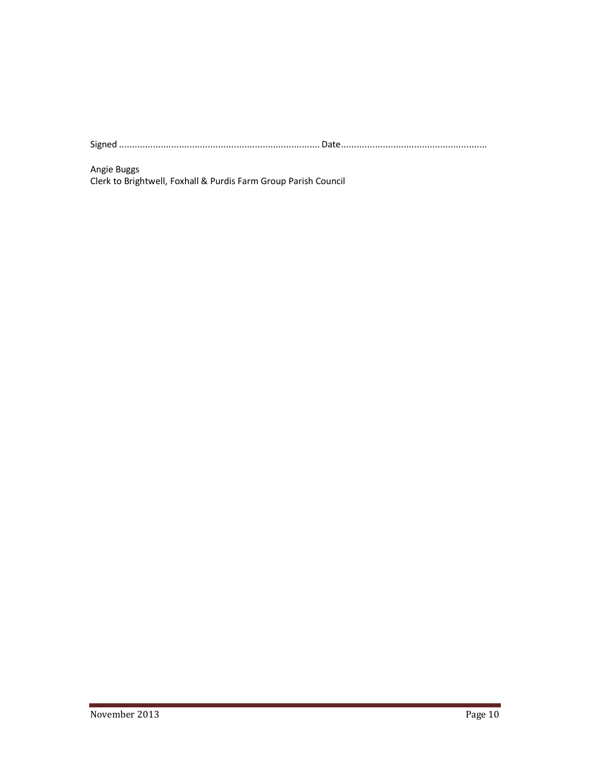Signed ............................................................................ Date.......................................................

Angie Buggs
Clerk to Brightwell, Foxhall & Purdis Farm Group Parish Council